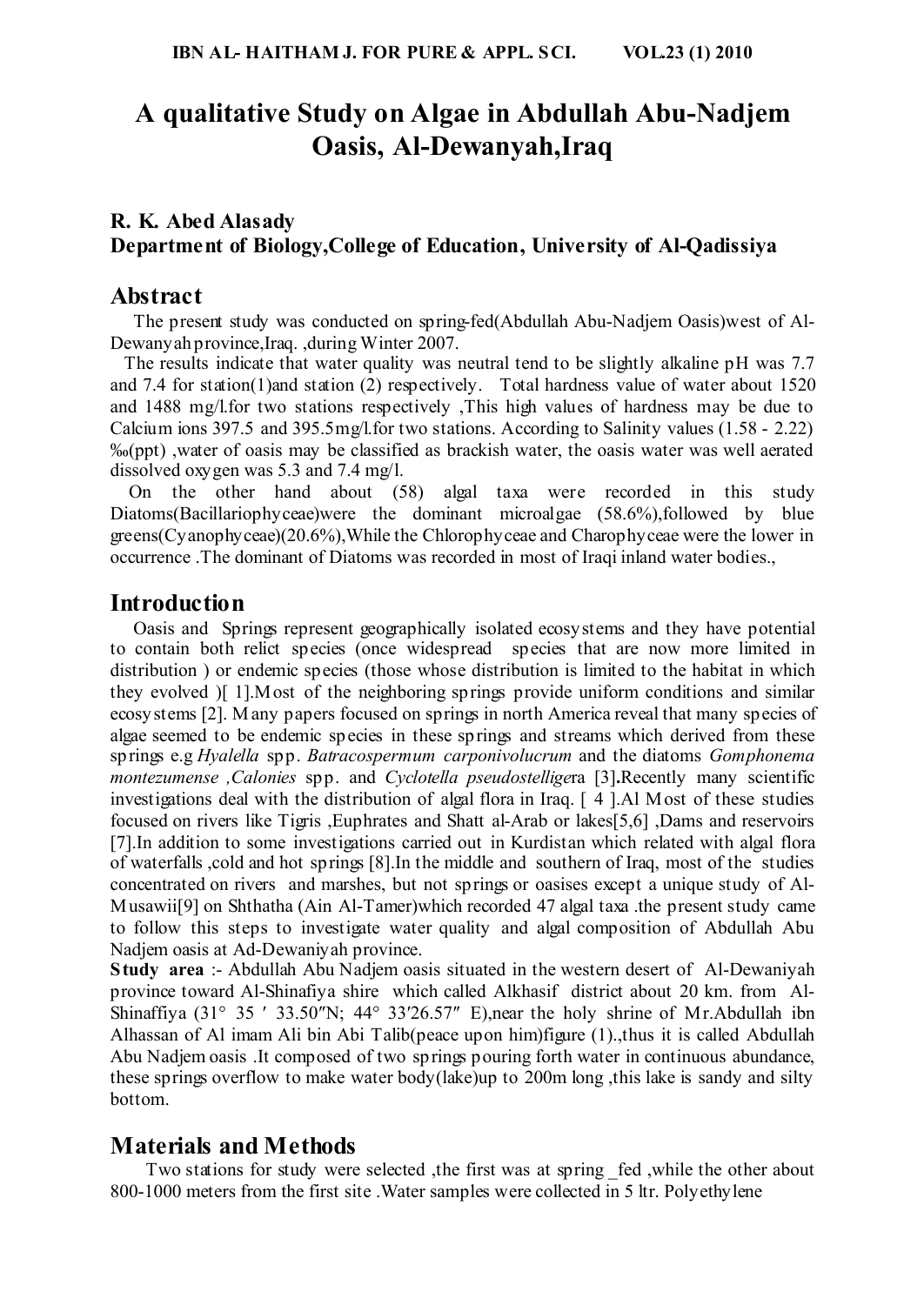# A qualitative Study on Algae in Abdullah Abu-Nadjem Oasis, Al-Dewanyah,Iraq

**R. K. Abed Alasady**
**Department of Biology,College of Education, University of Al-Qadissiya**

## Abstract

The present study was conducted on spring-fed(Abdullah Abu-Nadjem Oasis)west of Al-Dewanyah province,Iraq. ,during Winter 2007.

The results indicate that water quality was neutral tend to be slightly alkaline pH was 7.7 and 7.4 for station(1)and station (2) respectively. Total hardness value of water about 1520 and 1488 mg/l.for two stations respectively ,This high values of hardness may be due to Calcium ions 397.5 and 395.5mg/l.for two stations. According to Salinity values (1.58 - 2.22) ‰(ppt) ,water of oasis may be classified as brackish water, the oasis water was well aerated dissolved oxygen was 5.3 and 7.4 mg/l.

On the other hand about (58) algal taxa were recorded in this study Diatoms(Bacillariophyceae)were the dominant microalgae (58.6%),followed by blue greens(Cyanophyceae)(20.6%),While the Chlorophyceae and Charophyceae were the lower in occurrence .The dominant of Diatoms was recorded in most of Iraqi inland water bodies.,

## Introduction

Oasis and Springs represent geographically isolated ecosystems and they have potential to contain both relict species (once widespread species that are now more limited in distribution ) or endemic species (those whose distribution is limited to the habitat in which they evolved )[ 1].Most of the neighboring springs provide uniform conditions and similar ecosystems [2]. Many papers focused on springs in north America reveal that many species of algae seemed to be endemic species in these springs and streams which derived from these springs e.g *Hyalella* spp. *Batracospermum carponivolucrum* and the diatoms *Gomphonema montezumense ,Calonies* spp. and *Cyclotella pseudostellige*ra [3].Recently many scientific investigations deal with the distribution of algal flora in Iraq. [ 4 ].Al Most of these studies focused on rivers like Tigris ,Euphrates and Shatt al-Arab or lakes[5,6] ,Dams and reservoirs [7].In addition to some investigations carried out in Kurdistan which related with algal flora of waterfalls ,cold and hot springs [8].In the middle and southern of Iraq, most of the studies concentrated on rivers and marshes, but not springs or oasises except a unique study of Al-Musawii[9] on Shthatha (Ain Al-Tamer)which recorded 47 algal taxa .the present study came to follow this steps to investigate water quality and algal composition of Abdullah Abu Nadjem oasis at Ad-Dewaniyah province.

**Study area** :- Abdullah Abu Nadjem oasis situated in the western desert of Al-Dewaniyah province toward Al-Shinafiya shire which called Alkhasif district about 20 km. from Al-Shinaffiya (31° 35 ′ 33.50″N; 44° 33′26.57″ E),near the holy shrine of Mr.Abdullah ibn Alhassan of Al imam Ali bin Abi Talib(peace upon him)figure (1).,thus it is called Abdullah Abu Nadjem oasis .It composed of two springs pouring forth water in continuous abundance, these springs overflow to make water body(lake)up to 200m long ,this lake is sandy and silty bottom.

## Materials and Methods

Two stations for study were selected ,the first was at spring _fed ,while the other about 800-1000 meters from the first site .Water samples were collected in 5 ltr. Polyethylene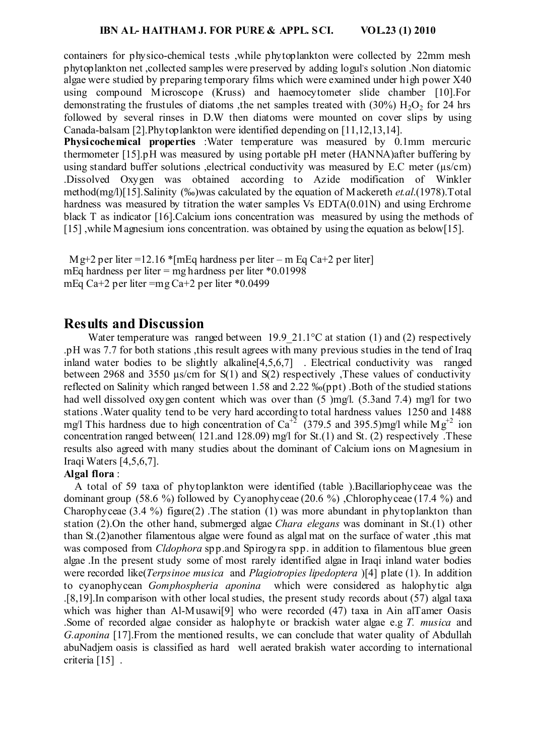containers for physico-chemical tests ,while phytoplankton were collected by 22mm mesh phytoplankton net ,collected samples were preserved by adding logul's solution .Non diatomic algae were studied by preparing temporary films which were examined under high power X40 using compound Microscope (Kruss) and haemocytometer slide chamber [10].For demonstrating the frustules of diatoms ,the net samples treated with (30%) $H_2O_2$ for 24 hrs followed by several rinses in D.W then diatoms were mounted on cover slips by using Canada-balsam [2].Phytoplankton were identified depending on [11,12,13,14].

**Physicochemical properties** :Water temperature was measured by 0.1mm mercuric thermometer [15].pH was measured by using portable pH meter (HANNA)after buffering by using standard buffer solutions ,electrical conductivity was measured by E.C meter (µs/cm) .Dissolved Oxygen was obtained according to Azide modification of Winkler method(mg/l)[15].Salinity (‰)was calculated by the equation of Mackereth *et.al*.(1978).Total hardness was measured by titration the water samples Vs EDTA(0.01N) and using Erchrome black T as indicator [16].Calcium ions concentration was measured by using the methods of [15] ,while Magnesium ions concentration. was obtained by using the equation as below[15].

$Mg^{+2}$ per liter =12.16 *[mEq hardness per liter – m Eq $Ca^{+2}$ per liter]
mEq hardness per liter = mg hardness per liter *0.01998
mEq $Ca^{+2}$ per liter =mg $Ca^{+2}$ per liter *0.0499

## Results and Discussion

Water temperature was ranged between 19.9_21.1°C at station (1) and (2) respectively .pH was 7.7 for both stations ,this result agrees with many previous studies in the tend of Iraq inland water bodies to be slightly alkaline[4,5,6,7] . Electrical conductivity was ranged between 2968 and 3550 µs/cm for S(1) and S(2) respectively ,These values of conductivity reflected on Salinity which ranged between 1.58 and 2.22 ‰(ppt) .Both of the studied stations had well dissolved oxygen content which was over than (5 )mg/l. (5.3and 7.4) mg/l for two stations .Water quality tend to be very hard according to total hardness values 1250 and 1488 mg/l This hardness due to high concentration of $Ca^{+2}$ (379.5 and 395.5)mg/l while $Mg^{+2}$ ion concentration ranged between( 121.and 128.09) mg/l for St.(1) and St. (2) respectively .These results also agreed with many studies about the dominant of Calcium ions on Magnesium in Iraqi Waters [4,5,6,7].

**Algal flora** :

A total of 59 taxa of phytoplankton were identified (table ).Bacillariophyceae was the dominant group (58.6 %) followed by Cyanophyceae (20.6 %) ,Chlorophyceae (17.4 %) and Charophyceae (3.4 %) figure(2) .The station (1) was more abundant in phytoplankton than station (2).On the other hand, submerged algae *Chara elegans* was dominant in St.(1) other than St.(2)another filamentous algae were found as algal mat on the surface of water ,this mat was composed from *Cldophora* spp.and Spirogyra spp. in addition to filamentous blue green algae .In the present study some of most rarely identified algae in Iraqi inland water bodies were recorded like(*Terpsinoe musica* and *Plagiotropies lipedoptera* )[4] plate (1). In addition to cyanophycean *Gomphospheria aponina* which were considered as halophytic alga .[8,19].In comparison with other local studies, the present study records about (57) algal taxa which was higher than Al-Musawi[9] who were recorded (47) taxa in Ain alTamer Oasis .Some of recorded algae consider as halophyte or brackish water algae e.g *T. musica* and *G.aponina* [17].From the mentioned results, we can conclude that water quality of Abdullah abuNadjem oasis is classified as hard well aerated brakish water according to international criteria [15] .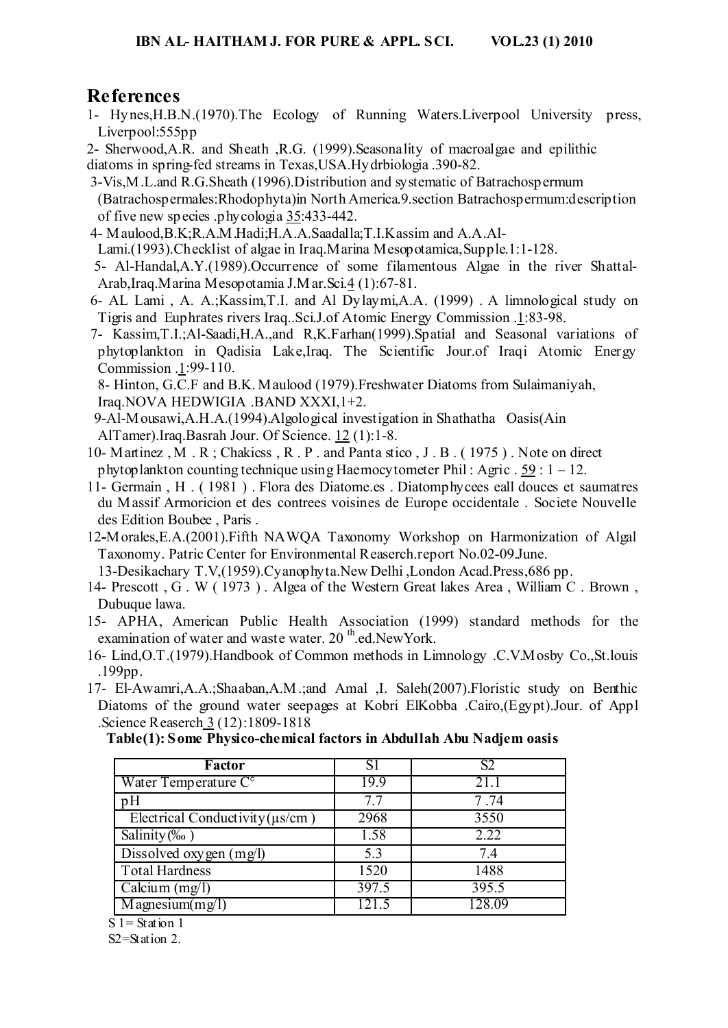## References

1- Hynes,H.B.N.(1970).The Ecology of Running Waters.Liverpool University press, Liverpool:555pp

2- Sherwood,A.R. and Sheath ,R.G. (1999).Seasonality of macroalgae and epilithic diatoms in spring-fed streams in Texas,USA.Hydrbiologia .390-82.

3-Vis,M.L.and R.G.Sheath (1996).Distribution and systematic of Batrachospermum (Batrachospermales:Rhodophyta)in North America.9.section Batrachospermum:description of five new species .phycologia 35:433-442.

4- Maulood,B.K;R.A.M.Hadi;H.A.A.Saadalla;T.I.Kassim and A.A.Al-Lami.(1993).Checklist of algae in Iraq.Marina Mesopotamica,Supple.1:1-128.

5- Al-Handal,A.Y.(1989).Occurrence of some filamentous Algae in the river Shattal-Arab,Iraq.Marina Mesopotamia J.Mar.Sci.4 (1):67-81.

6- AL Lami , A. A.;Kassim,T.I. and Al Dylaymi,A.A. (1999) . A limnological study on Tigris and Euphrates rivers Iraq..Sci.J.of Atomic Energy Commission .1:83-98.

7- Kassim,T.I.;Al-Saadi,H.A.,and R,K.Farhan(1999).Spatial and Seasonal variations of phytoplankton in Qadisia Lake,Iraq. The Scientific Jour.of Iraqi Atomic Energy Commission .1:99-110.

8- Hinton, G.C.F and B.K. Maulood (1979).Freshwater Diatoms from Sulaimaniyah, Iraq.NOVA HEDWIGIA .BAND XXXI,1+2.

9-Al-Mousawi,A.H.A.(1994).Algological investigation in Shathatha Oasis(Ain AlTamer).Iraq.Basrah Jour. Of Science. 12 (1):1-8.

10- Martinez , M . R ; Chakicss , R . P . and Panta stico , J . B . ( 1975 ) . Note on direct phytoplankton counting technique using Haemocytometer Phil : Agric . 59 : 1 – 12.

11- Germain , H . ( 1981 ) . Flora des Diatome.es . Diatomphycees eall douces et saumatres du Massif Armoricion et des contrees voisines de Europe occidentale . Societe Nouvelle des Edition Boubee , Paris .

12-Morales,E.A.(2001).Fifth NAWQA Taxonomy Workshop on Harmonization of Algal Taxonomy. Patric Center for Environmental Reaserch.report No.02-09.June.

13-Desikachary T.V,(1959).Cyanophyta.New Delhi ,London Acad.Press,686 pp.

14- Prescott , G . W ( 1973 ) . Algea of the Western Great lakes Area , William C . Brown , Dubuque lawa.

15- APHA, American Public Health Association (1999) standard methods for the examination of water and waste water. 20 th.ed.NewYork.

16- Lind,O.T.(1979).Handbook of Common methods in Limnology .C.V.Mosby Co.,St.louis .199pp.

17- El-Awamri,A.A.;Shaaban,A.M.;and Amal ,I. Saleh(2007).Floristic study on Benthic Diatoms of the ground water seepages at Kobri ElKobba .Cairo,(Egypt).Jour. of Appl .Science Reaserch 3 (12):1809-1818

**Table(1): Some Physico-chemical factors in Abdullah Abu Nadjem oasis**

| Factor | S1 | S2 |
|---|---|---|
| Water Temperature C° | 19.9 | 21.1 |
| pH | 7.7 | 7 .74 |
| Electrical Conductivity (µs/cm ) | 2968 | 3550 |
| Salinity (‰ ) | 1.58 | 2.22 |
| Dissolved oxygen (mg/l) | 5.3 | 7.4 |
| Total Hardness | 1520 | 1488 |
| Calcium (mg/l) | 397.5 | 395.5 |
| Magnesium(mg/l) | 121.5 | 128.09 |

S 1= Station 1

S2=Station 2.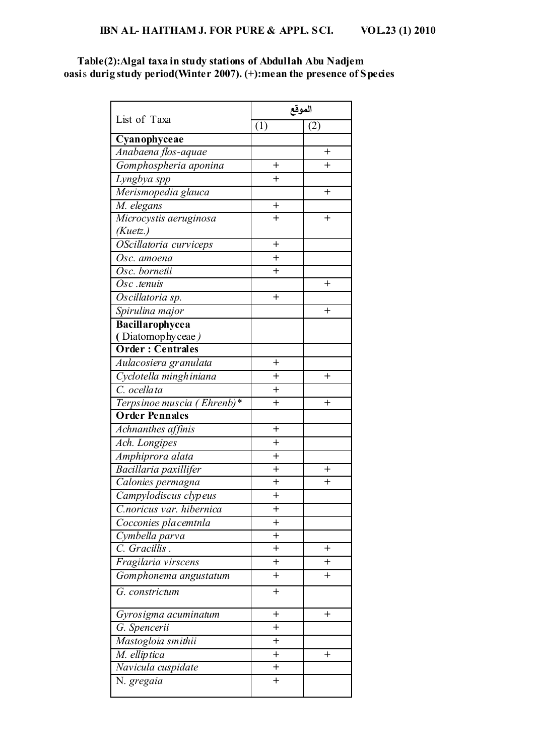**Table(2):Algal taxa in study stations of Abdullah Abu Nadjem oasis durig study period(Winter 2007). (+):mean the presence of Species**

| List of Taxa | الموقع | |
|---|---|---|
| | (1) | (2) |
| **Cyanophyceae** | | |
| *Anabaena flos-aquae* | | + |
| *Gomphospheria aponina* | + | + |
| *Lyngbya spp* | + | |
| *Merismopedia glauca* | | + |
| *M. elegans* | + | |
| *Microcystis aeruginosa (Kuetz.)* | + | + |
| *OScillatoria curviceps* | + | |
| *Osc. amoena* | + | |
| *Osc. bornetii* | + | |
| *Osc .tenuis* | | + |
| *Oscillatoria sp.* | + | |
| *Spirulina major* | | + |
| **Bacillarophycea** ( Diatomophyceae *)* | | |
| **Order : Centrales** | | |
| *Aulacosiera granulata* | + | |
| *Cyclotella minghiniana* | + | + |
| *C. ocellata* | + | |
| *Terpsinoe muscia ( Ehrenb)\** | + | + |
| **Order Pennales** | | |
| *Achnanthes affinis* | + | |
| *Ach. Longipes* | + | |
| *Amphiprora alata* | + | |
| *Bacillaria paxillifer* | + | + |
| *Calonies permagna* | + | + |
| *Campylodiscus clypeus* | + | |
| *C.noricus var. hibernica* | + | |
| *Cocconies placemtnla* | + | |
| *Cymbella parva* | + | |
| *C. Gracillis .* | + | + |
| *Fragilaria virscens* | + | + |
| *Gomphonema angustatum* | + | + |
| *G. constrictum* | + | |
| *Gyrosigma acuminatum* | + | + |
| *G. Spencerii* | + | |
| *Mastogloia smithii* | + | |
| *M. elliptica* | + | + |
| *Navicula cuspidate* | + | |
| N. *gregaia* | + | |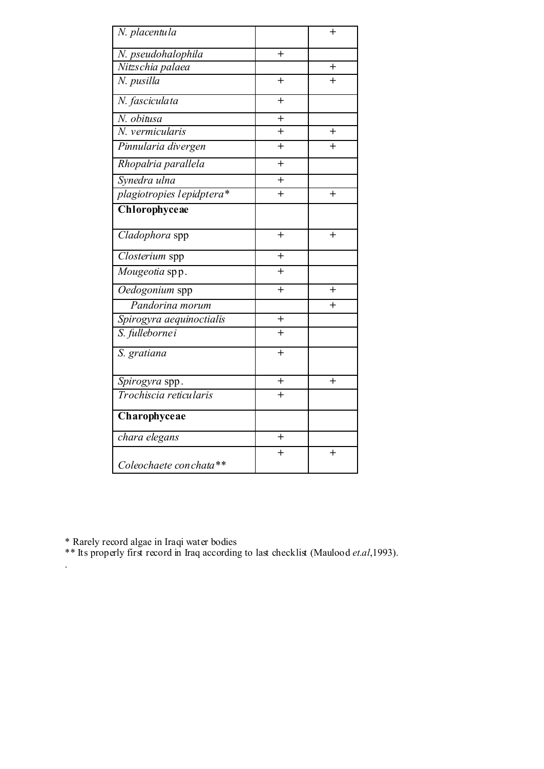| | | |
|---|---|---|
| *N. placentula* | | + |
| *N. pseudohalophila* | + | |
| *Nitzschia palaea* | | + |
| *N. pusilla* | + | + |
| *N. fasciculata* | + | |
| *N. obitusa* | + | |
| *N. vermicularis* | + | + |
| *Pinnularia divergen* | + | + |
| *Rhopalria parallela* | + | |
| *Synedra ulna* | + | |
| *plagiotropies lepidptera\** | + | + |
| **Chlorophyceae** | | |
| *Cladophora* spp | + | + |
| *Closterium* spp | + | |
| *Mougeotia* spp. | + | |
| *Oedogonium* spp | + | + |
| *Pandorina morum* | | + |
| *Spirogyra aequinoctialis* | + | |
| *S. fulleborne i* | + | |
| *S. gratiana* | + | |
| *Spirogyra* spp. | + | + |
| *Trochiscia reticularis* | + | |
| **Charophyceae** | | |
| *chara elegans* | + | |
| *Coleochaete conchata\*\** | + | + |

\* Rarely record algae in Iraqi water bodies

\*\* Its properly first record in Iraq according to last checklist (Maulood *et.al*,1993).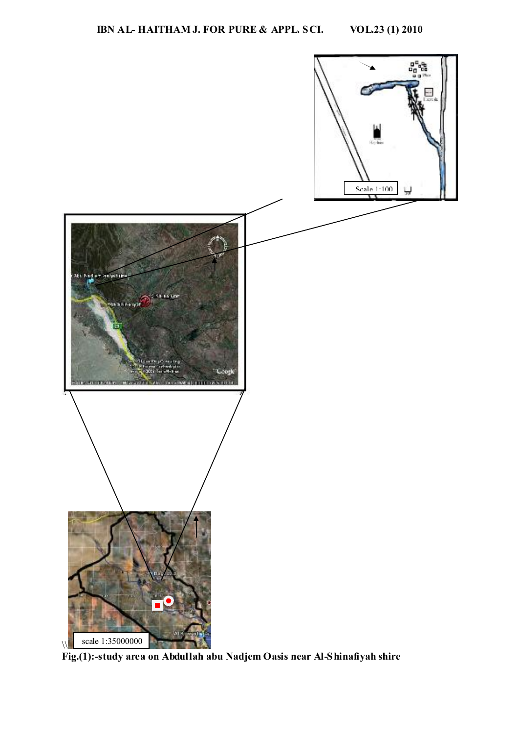Fig.(1):-study area on Abdullah abu Nadjem Oasis near Al-Shinafiyah shire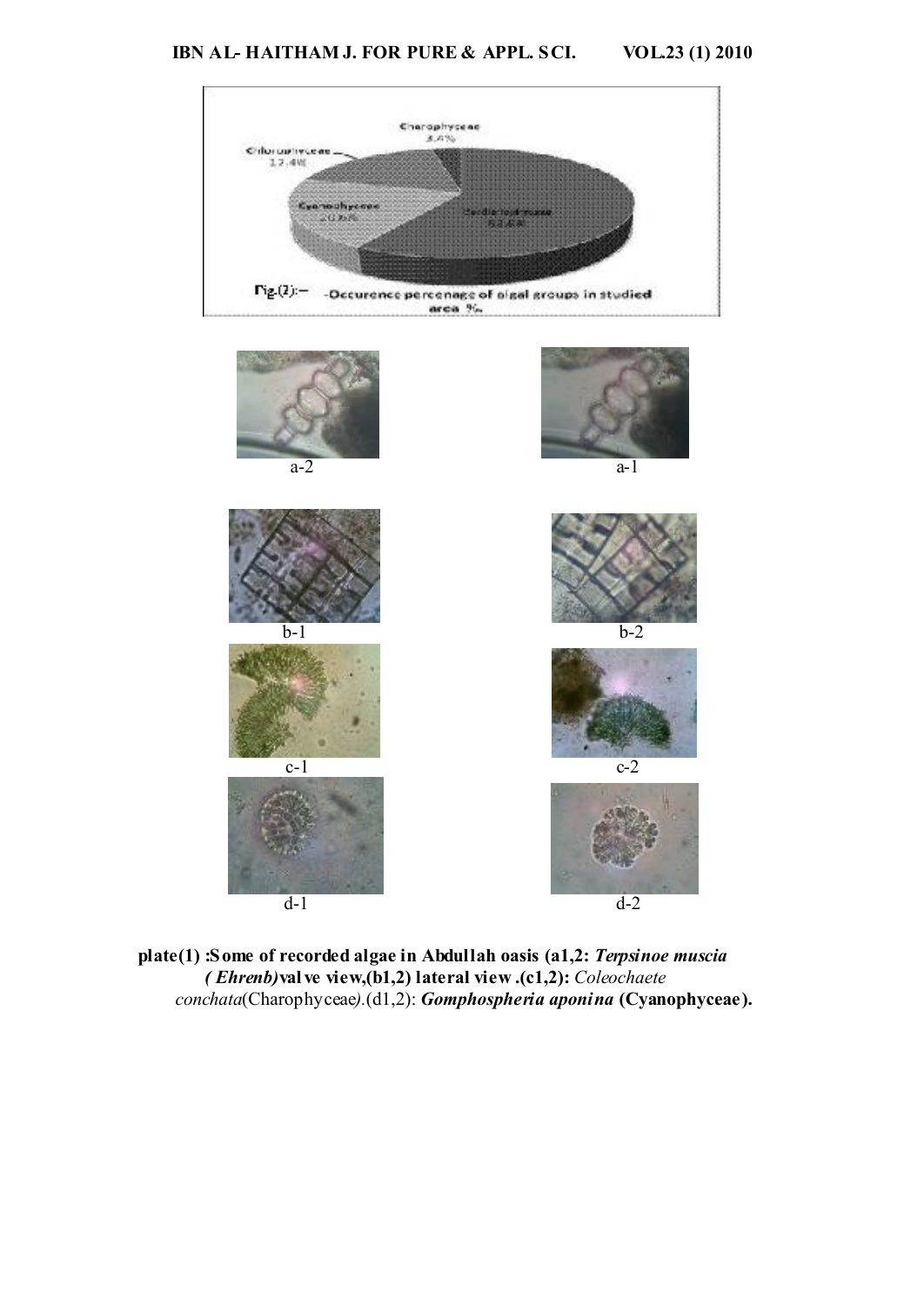Fig.(2):- Occurence percenage of algal groups in studied area %.

a-2

a-1

b-1

b-2

c-1

c-2

d-1

d-2

**plate(1) :Some of recorded algae in Abdullah oasis (a1,2: *Terpsinoe muscia ( Ehrenb)* valve view,(b1,2) lateral view .(c1,2):** *Coleochaete conchata*(Charophyceae).(d1,2): ***Gomphospheria aponina* (Cyanophyceae).**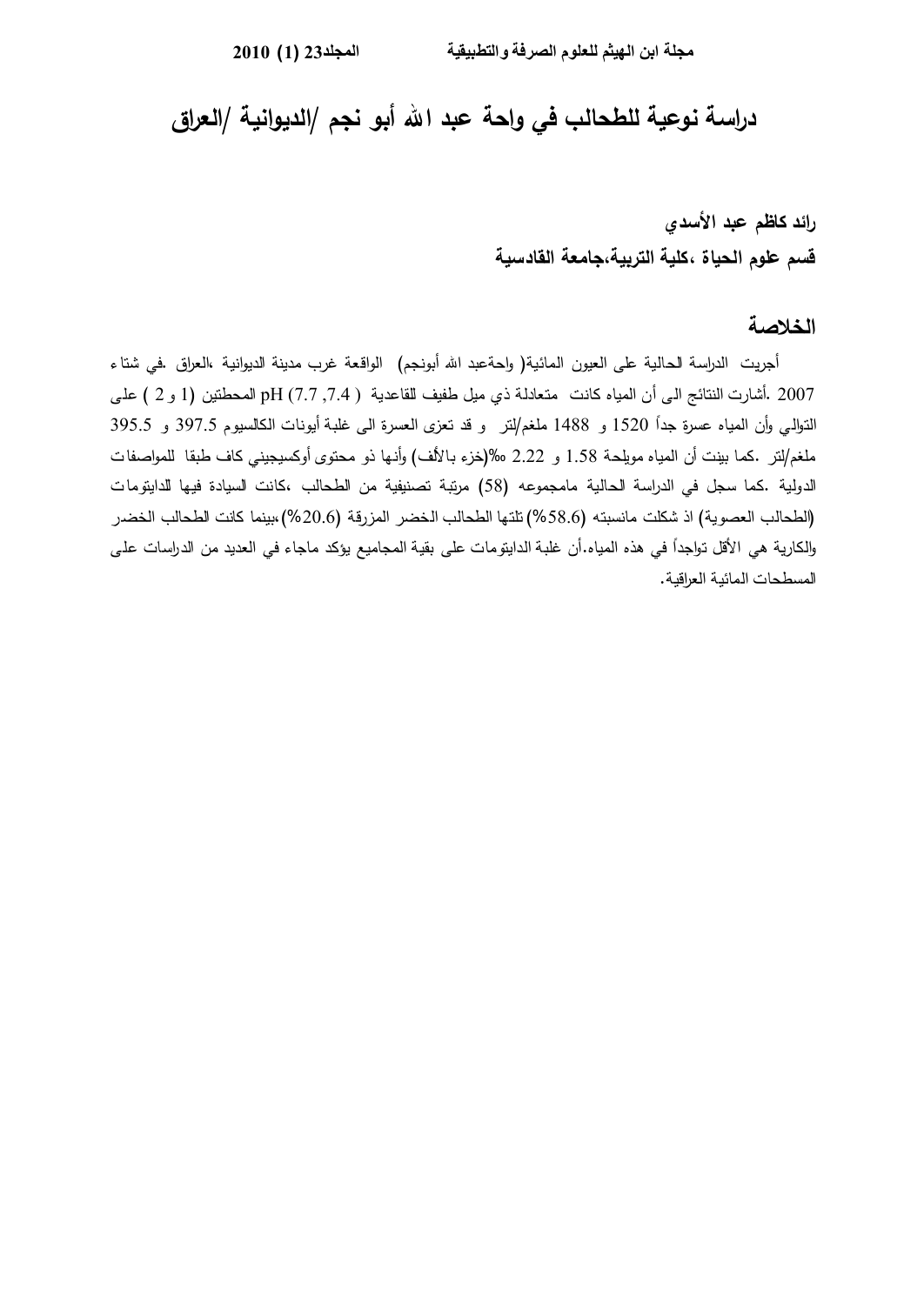# دراسة نوعية للطحالب في واحة عبد الله أبو نجم /الديوانية /العراق

**رائد كاظم عبد الأسدي**

**قسم علوم الحياة ،كلية التربية،جامعة القادسية**

## الخلاصة

أجريت الدراسة الحالية على العيون المائية( واحةعبد الله أبونجم) الواقعة غرب مدينة الديوانية ،العراق .في شتاء 2007 .أشارت النتائج الى أن المياه كانت متعادلة ذي ميل طفيف للقاعدية ( 7.4, 7.7) pH المحطتين (1 و 2 ) على التوالي وأن المياه عسرة جداً 1520 و 1488 ملغم/لتر و قد تعزى العسرة الى غلبة أيونات الكالسيوم 397.5 و 395.5 ملغم/لتر .كما بينت أن المياه مويلحة 1.58 و 2.22 ‰(خزء بالألف) وأنها ذو محتوى أوكسيجيني كاف طبقا للمواصفات الدولية .كما سجل في الدراسة الحالية مامجموعه (58) مرتبة تصنيفية من الطحالب ،كانت السيادة فيها للدايتومات (الطحالب العصوية) اذ شكلت مانسبته (58.6%) تلتها الطحالب الخضر المزرقة (20.6%)،بينما كانت الطحالب الخضر والكارية هي الأقل تواجداً في هذه المياه.أن غلبة الدايتومات على بقية المجاميع يؤكد ماجاء في العديد من الدراسات على المسطحات المائية العراقية.